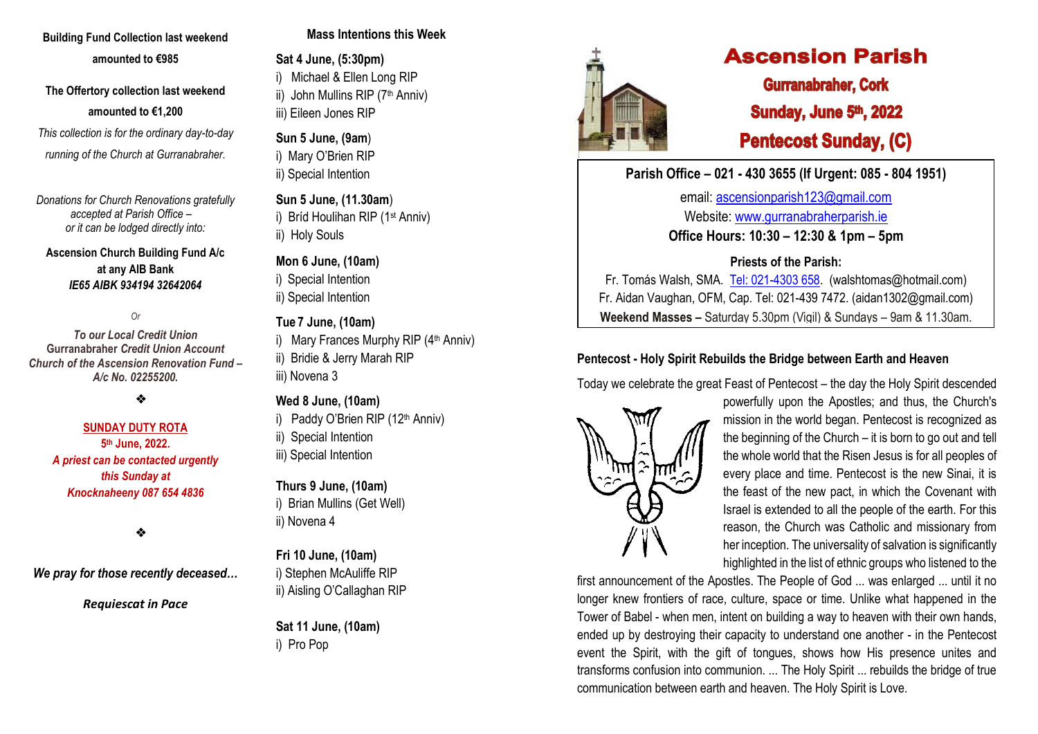**Building Fund Collection last weekend amounted to €985**

**The Offertory collection last weekend amounted to €1,200**

*This collection is for the ordinary day-to-day running of the Church at Gurranabraher.*

*Donations for Church Renovations gratefully accepted at Parish Office – or it can be lodged directly into:*

**Ascension Church Building Fund A/c at any AIB Bank**
***IE65 AIBK 934194 32642064***

*Or*

***To our Local Credit Union***
**Gurranabraher *Credit Union Account***
***Church of the Ascension Renovation Fund – A/c No. 02255200.***

❖

**SUNDAY DUTY ROTA**
**5th June, 2022.**
***A priest can be contacted urgently this Sunday at Knocknaheeny 087 654 4836***

❖

***We pray for those recently deceased…***

***Requiescat in Pace***

## Mass Intentions this Week

**Sat 4 June, (5:30pm)**
i) Michael & Ellen Long RIP
ii) John Mullins RIP (7th Anniv)
iii) Eileen Jones RIP

**Sun 5 June, (9am)**
i) Mary O'Brien RIP
ii) Special Intention

**Sun 5 June, (11.30am)**
i) Bríd Houlihan RIP (1st Anniv)
ii) Holy Souls

**Mon 6 June, (10am)**
i) Special Intention
ii) Special Intention

**Tue 7 June, (10am)**
i) Mary Frances Murphy RIP (4th Anniv)
ii) Bridie & Jerry Marah RIP
iii) Novena 3

**Wed 8 June, (10am)**
i) Paddy O'Brien RIP (12th Anniv)
ii) Special Intention
iii) Special Intention

**Thurs 9 June, (10am)**
i) Brian Mullins (Get Well)
ii) Novena 4

**Fri 10 June, (10am)**
i) Stephen McAuliffe RIP
ii) Aisling O'Callaghan RIP

**Sat 11 June, (10am)**
i) Pro Pop

# Ascension Parish

## Gurranabraher, Cork

## Sunday, June 5th, 2022

## Pentecost Sunday, (C)

**Parish Office – 021 - 430 3655 (If Urgent: 085 - 804 1951)**

email: ascensionparish123@gmail.com
Website: www.gurranabraherparish.ie
**Office Hours: 10:30 – 12:30 & 1pm – 5pm**

**Priests of the Parish:**
Fr. Tomás Walsh, SMA. Tel: 021-4303 658. (walshtomas@hotmail.com)
Fr. Aidan Vaughan, OFM, Cap. Tel: 021-439 7472. (aidan1302@gmail.com)
**Weekend Masses –** Saturday 5.30pm (Vigil) & Sundays – 9am & 11.30am.

### Pentecost - Holy Spirit Rebuilds the Bridge between Earth and Heaven

Today we celebrate the great Feast of Pentecost – the day the Holy Spirit descended powerfully upon the Apostles; and thus, the Church's mission in the world began. Pentecost is recognized as the beginning of the Church – it is born to go out and tell the whole world that the Risen Jesus is for all peoples of every place and time. Pentecost is the new Sinai, it is the feast of the new pact, in which the Covenant with Israel is extended to all the people of the earth. For this reason, the Church was Catholic and missionary from her inception. The universality of salvation is significantly highlighted in the list of ethnic groups who listened to the first announcement of the Apostles. The People of God ... was enlarged ... until it no longer knew frontiers of race, culture, space or time. Unlike what happened in the Tower of Babel - when men, intent on building a way to heaven with their own hands, ended up by destroying their capacity to understand one another - in the Pentecost event the Spirit, with the gift of tongues, shows how His presence unites and transforms confusion into communion. ... The Holy Spirit ... rebuilds the bridge of true communication between earth and heaven. The Holy Spirit is Love.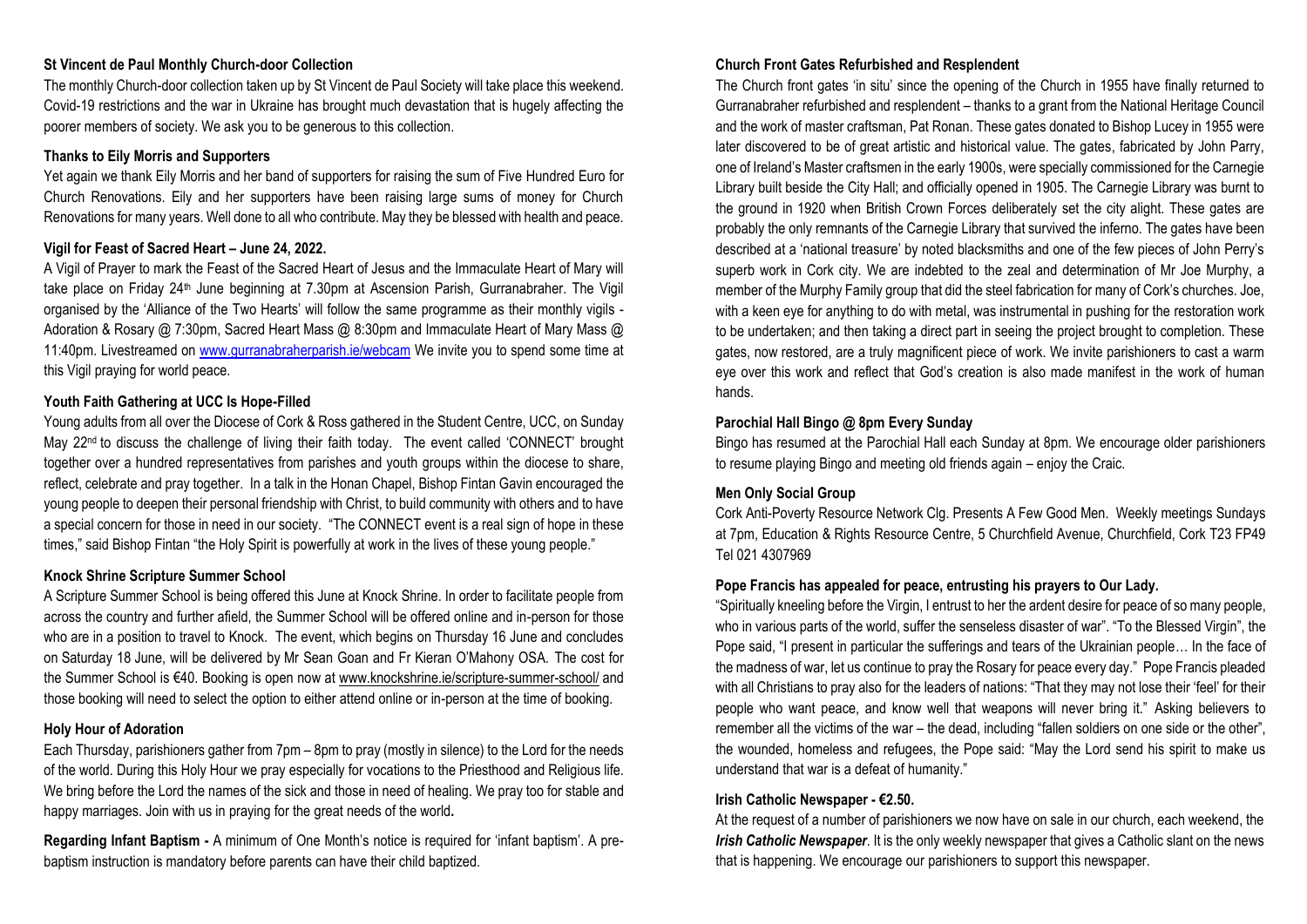### St Vincent de Paul Monthly Church-door Collection

The monthly Church-door collection taken up by St Vincent de Paul Society will take place this weekend. Covid-19 restrictions and the war in Ukraine has brought much devastation that is hugely affecting the poorer members of society. We ask you to be generous to this collection.

### Thanks to Eily Morris and Supporters

Yet again we thank Eily Morris and her band of supporters for raising the sum of Five Hundred Euro for Church Renovations. Eily and her supporters have been raising large sums of money for Church Renovations for many years. Well done to all who contribute. May they be blessed with health and peace.

### Vigil for Feast of Sacred Heart – June 24, 2022.

A Vigil of Prayer to mark the Feast of the Sacred Heart of Jesus and the Immaculate Heart of Mary will take place on Friday 24th June beginning at 7.30pm at Ascension Parish, Gurranabraher. The Vigil organised by the 'Alliance of the Two Hearts' will follow the same programme as their monthly vigils - Adoration & Rosary @ 7:30pm, Sacred Heart Mass @ 8:30pm and Immaculate Heart of Mary Mass @ 11:40pm. Livestreamed on www.gurranabraherparish.ie/webcam We invite you to spend some time at this Vigil praying for world peace.

### Youth Faith Gathering at UCC Is Hope-Filled

Young adults from all over the Diocese of Cork & Ross gathered in the Student Centre, UCC, on Sunday May 22nd to discuss the challenge of living their faith today. The event called 'CONNECT' brought together over a hundred representatives from parishes and youth groups within the diocese to share, reflect, celebrate and pray together. In a talk in the Honan Chapel, Bishop Fintan Gavin encouraged the young people to deepen their personal friendship with Christ, to build community with others and to have a special concern for those in need in our society. "The CONNECT event is a real sign of hope in these times," said Bishop Fintan "the Holy Spirit is powerfully at work in the lives of these young people."

### Knock Shrine Scripture Summer School

A Scripture Summer School is being offered this June at Knock Shrine. In order to facilitate people from across the country and further afield, the Summer School will be offered online and in-person for those who are in a position to travel to Knock. The event, which begins on Thursday 16 June and concludes on Saturday 18 June, will be delivered by Mr Sean Goan and Fr Kieran O'Mahony OSA. The cost for the Summer School is €40. Booking is open now at www.knockshrine.ie/scripture-summer-school/ and those booking will need to select the option to either attend online or in-person at the time of booking.

### Holy Hour of Adoration

Each Thursday, parishioners gather from 7pm – 8pm to pray (mostly in silence) to the Lord for the needs of the world. During this Holy Hour we pray especially for vocations to the Priesthood and Religious life. We bring before the Lord the names of the sick and those in need of healing. We pray too for stable and happy marriages. Join with us in praying for the great needs of the world**.**

**Regarding Infant Baptism -** A minimum of One Month's notice is required for 'infant baptism'. A pre-baptism instruction is mandatory before parents can have their child baptized.

### Church Front Gates Refurbished and Resplendent

The Church front gates 'in situ' since the opening of the Church in 1955 have finally returned to Gurranabraher refurbished and resplendent – thanks to a grant from the National Heritage Council and the work of master craftsman, Pat Ronan. These gates donated to Bishop Lucey in 1955 were later discovered to be of great artistic and historical value. The gates, fabricated by John Parry, one of Ireland's Master craftsmen in the early 1900s, were specially commissioned for the Carnegie Library built beside the City Hall; and officially opened in 1905. The Carnegie Library was burnt to the ground in 1920 when British Crown Forces deliberately set the city alight. These gates are probably the only remnants of the Carnegie Library that survived the inferno. The gates have been described at a 'national treasure' by noted blacksmiths and one of the few pieces of John Perry's superb work in Cork city. We are indebted to the zeal and determination of Mr Joe Murphy, a member of the Murphy Family group that did the steel fabrication for many of Cork's churches. Joe, with a keen eye for anything to do with metal, was instrumental in pushing for the restoration work to be undertaken; and then taking a direct part in seeing the project brought to completion. These gates, now restored, are a truly magnificent piece of work. We invite parishioners to cast a warm eye over this work and reflect that God's creation is also made manifest in the work of human hands.

### Parochial Hall Bingo @ 8pm Every Sunday

Bingo has resumed at the Parochial Hall each Sunday at 8pm. We encourage older parishioners to resume playing Bingo and meeting old friends again – enjoy the Craic.

### Men Only Social Group

Cork Anti-Poverty Resource Network Clg. Presents A Few Good Men. Weekly meetings Sundays at 7pm, Education & Rights Resource Centre, 5 Churchfield Avenue, Churchfield, Cork T23 FP49 Tel 021 4307969

### Pope Francis has appealed for peace, entrusting his prayers to Our Lady.

"Spiritually kneeling before the Virgin, I entrust to her the ardent desire for peace of so many people, who in various parts of the world, suffer the senseless disaster of war". "To the Blessed Virgin", the Pope said, "I present in particular the sufferings and tears of the Ukrainian people… In the face of the madness of war, let us continue to pray the Rosary for peace every day." Pope Francis pleaded with all Christians to pray also for the leaders of nations: "That they may not lose their 'feel' for their people who want peace, and know well that weapons will never bring it." Asking believers to remember all the victims of the war – the dead, including "fallen soldiers on one side or the other", the wounded, homeless and refugees, the Pope said: "May the Lord send his spirit to make us understand that war is a defeat of humanity."

### Irish Catholic Newspaper - €2.50.

At the request of a number of parishioners we now have on sale in our church, each weekend, the ***Irish Catholic Newspaper****.* It is the only weekly newspaper that gives a Catholic slant on the news that is happening. We encourage our parishioners to support this newspaper.